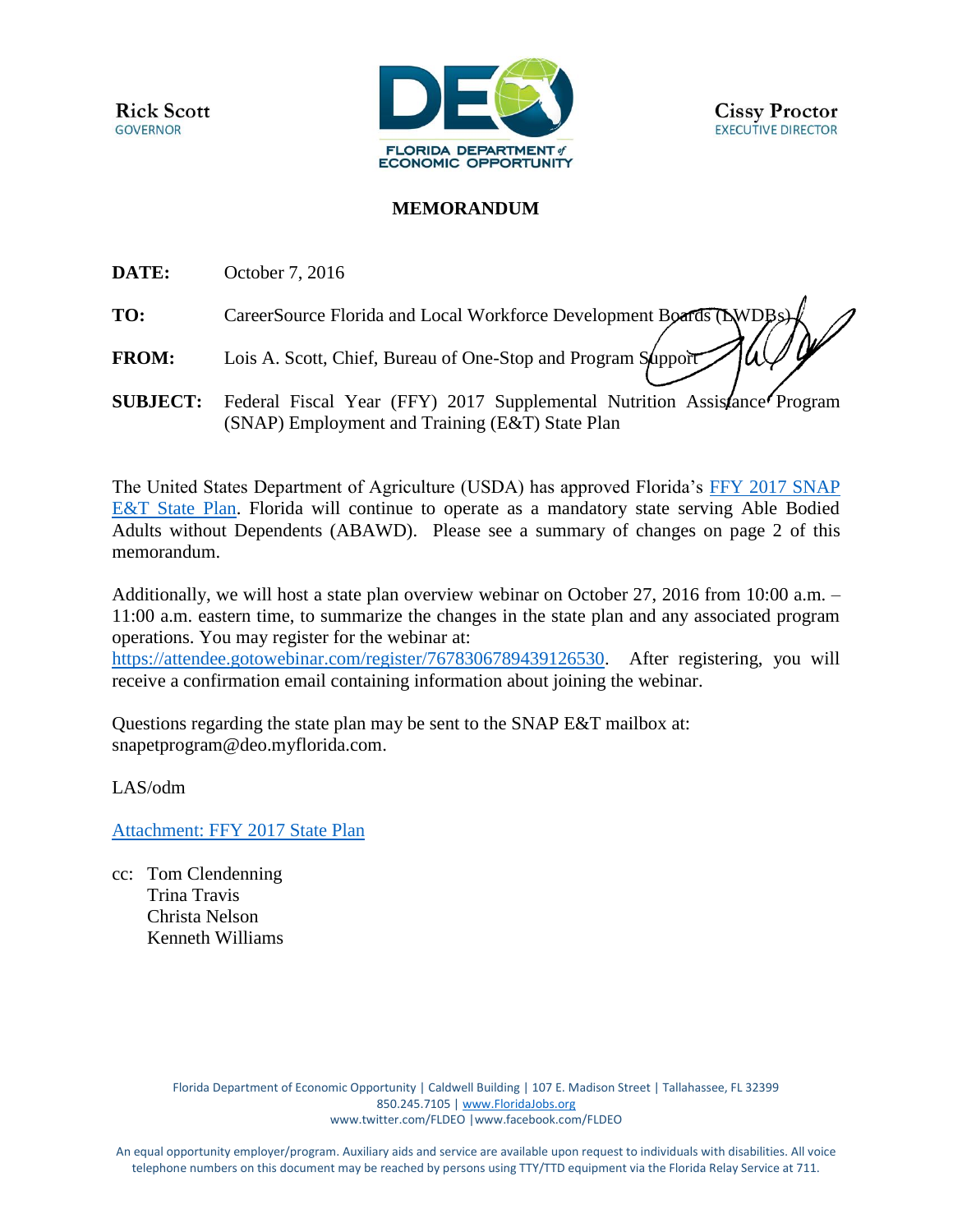Rick Scott
GOVERNOR

FLORIDA DEPARTMENT of ECONOMIC OPPORTUNITY

Cissy Proctor
EXECUTIVE DIRECTOR

# MEMORANDUM

**DATE:** October 7, 2016

**TO:** CareerSource Florida and Local Workforce Development Boards (LWDBs)

**FROM:** Lois A. Scott, Chief, Bureau of One-Stop and Program Support

**SUBJECT:** Federal Fiscal Year (FFY) 2017 Supplemental Nutrition Assistance Program (SNAP) Employment and Training (E&T) State Plan

The United States Department of Agriculture (USDA) has approved Florida's FFY 2017 SNAP E&T State Plan. Florida will continue to operate as a mandatory state serving Able Bodied Adults without Dependents (ABAWD). Please see a summary of changes on page 2 of this memorandum.

Additionally, we will host a state plan overview webinar on October 27, 2016 from 10:00 a.m. – 11:00 a.m. eastern time, to summarize the changes in the state plan and any associated program operations. You may register for the webinar at: https://attendee.gotowebinar.com/register/7678306789439126530. After registering, you will receive a confirmation email containing information about joining the webinar.

Questions regarding the state plan may be sent to the SNAP E&T mailbox at: snapetprogram@deo.myflorida.com.

LAS/odm

Attachment: FFY 2017 State Plan

cc: Tom Clendenning
Trina Travis
Christa Nelson
Kenneth Williams

Florida Department of Economic Opportunity | Caldwell Building | 107 E. Madison Street | Tallahassee, FL 32399
850.245.7105 | www.FloridaJobs.org
www.twitter.com/FLDEO | www.facebook.com/FLDEO

An equal opportunity employer/program. Auxiliary aids and service are available upon request to individuals with disabilities. All voice telephone numbers on this document may be reached by persons using TTY/TTD equipment via the Florida Relay Service at 711.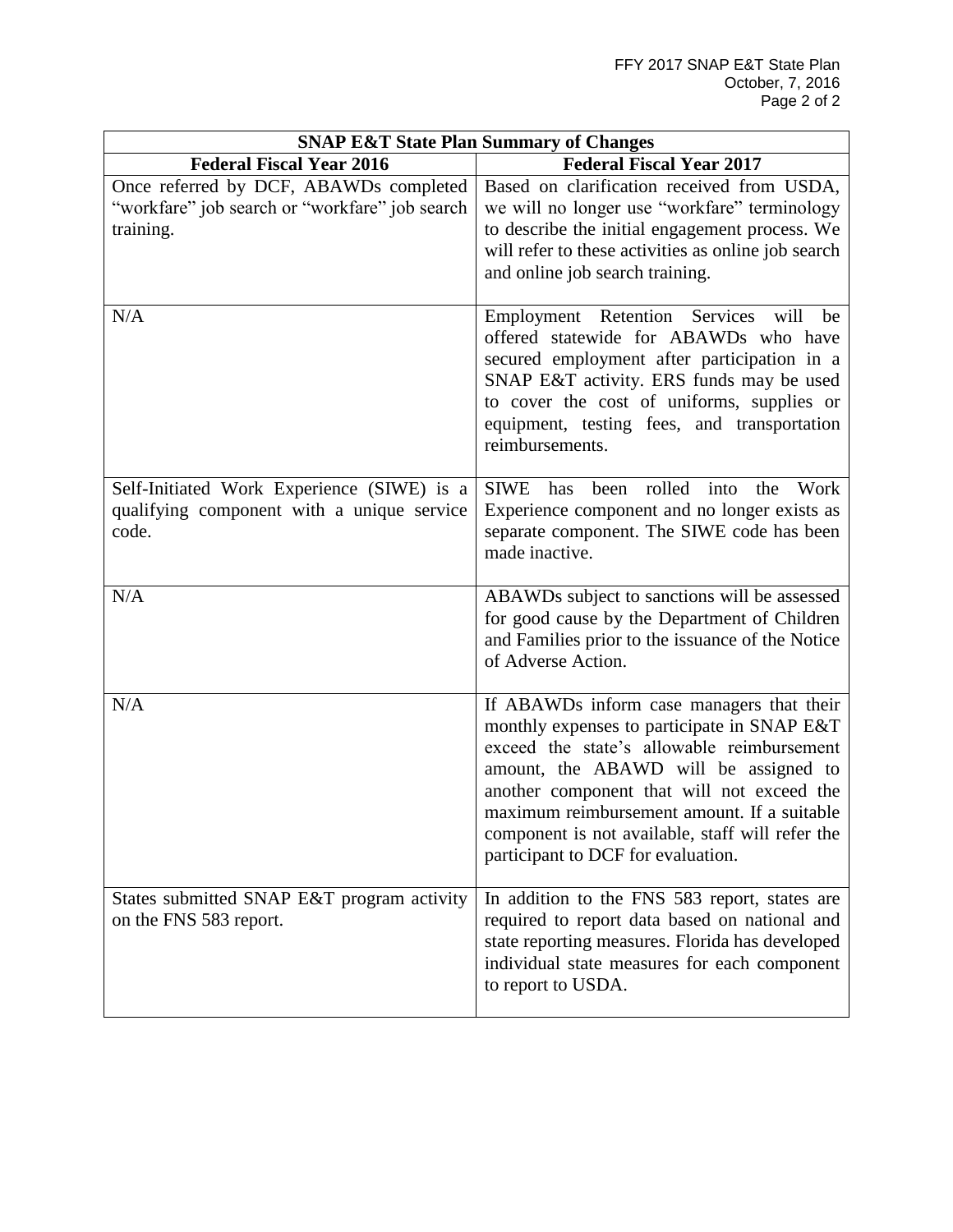| SNAP E&T State Plan Summary of Changes | |
|---|---|
| **Federal Fiscal Year 2016** | **Federal Fiscal Year 2017** |
| Once referred by DCF, ABAWDs completed "workfare" job search or "workfare" job search training. | Based on clarification received from USDA, we will no longer use "workfare" terminology to describe the initial engagement process. We will refer to these activities as online job search and online job search training. |
| N/A | Employment Retention Services will be offered statewide for ABAWDs who have secured employment after participation in a SNAP E&T activity. ERS funds may be used to cover the cost of uniforms, supplies or equipment, testing fees, and transportation reimbursements. |
| Self-Initiated Work Experience (SIWE) is a qualifying component with a unique service code. | SIWE has been rolled into the Work Experience component and no longer exists as separate component. The SIWE code has been made inactive. |
| N/A | ABAWDs subject to sanctions will be assessed for good cause by the Department of Children and Families prior to the issuance of the Notice of Adverse Action. |
| N/A | If ABAWDs inform case managers that their monthly expenses to participate in SNAP E&T exceed the state's allowable reimbursement amount, the ABAWD will be assigned to another component that will not exceed the maximum reimbursement amount. If a suitable component is not available, staff will refer the participant to DCF for evaluation. |
| States submitted SNAP E&T program activity on the FNS 583 report. | In addition to the FNS 583 report, states are required to report data based on national and state reporting measures. Florida has developed individual state measures for each component to report to USDA. |